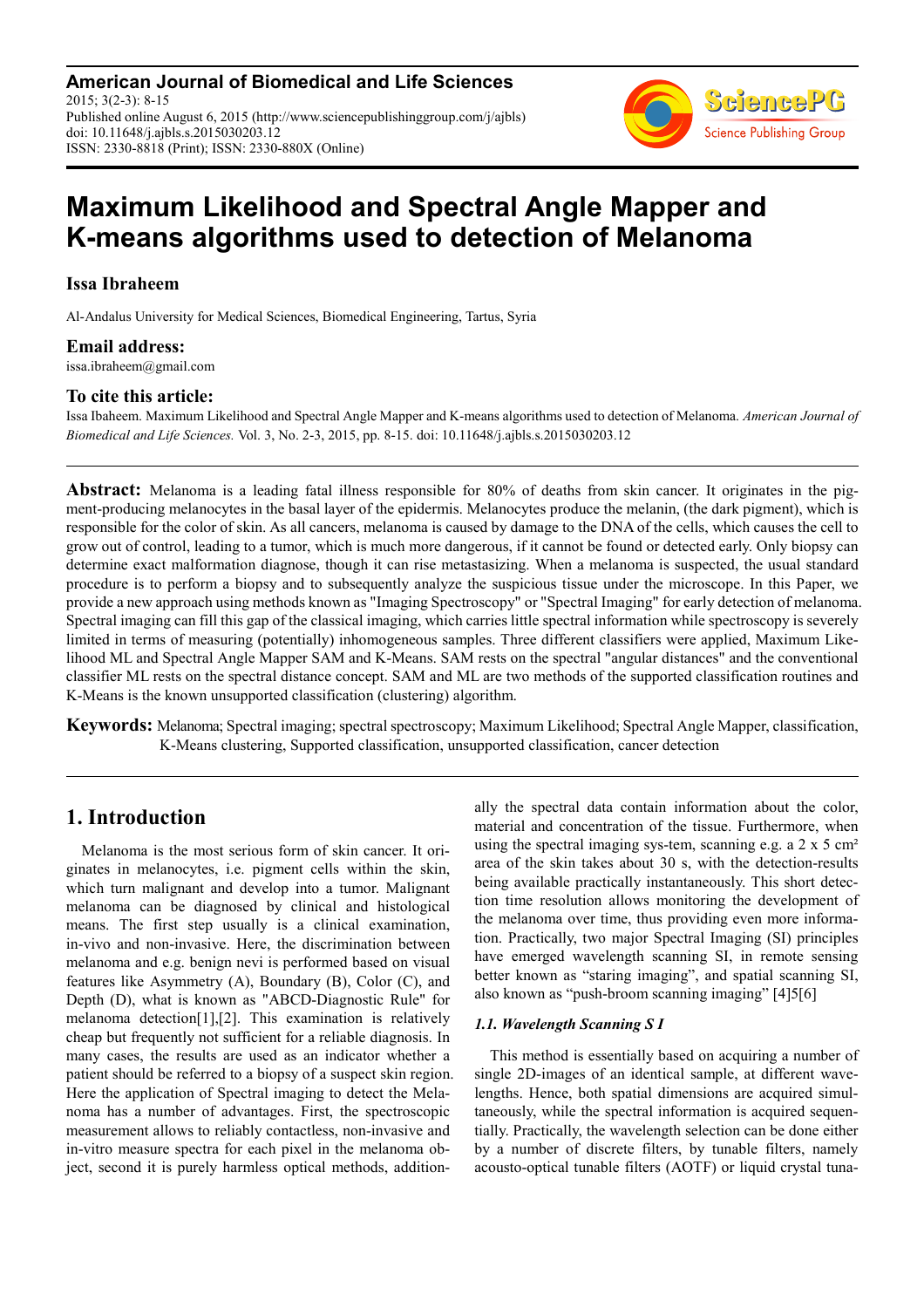American Journal of Biomedical and Life Sciences
2015; 3(2-3): 8-15
Published online August 6, 2015 (http://www.sciencepublishinggroup.com/j/ajbls)
doi: 10.11648/j.ajbls.s.2015030203.12
ISSN: 2330-8818 (Print); ISSN: 2330-880X (Online)

# Maximum Likelihood and Spectral Angle Mapper and K-means algorithms used to detection of Melanoma

**Issa Ibraheem**

Al-Andalus University for Medical Sciences, Biomedical Engineering, Tartus, Syria

**Email address:**
issa.ibraheem@gmail.com

**To cite this article:**
Issa Ibaheem. Maximum Likelihood and Spectral Angle Mapper and K-means algorithms used to detection of Melanoma. *American Journal of Biomedical and Life Sciences.* Vol. 3, No. 2-3, 2015, pp. 8-15. doi: 10.11648/j.ajbls.s.2015030203.12

**Abstract:** Melanoma is a leading fatal illness responsible for 80% of deaths from skin cancer. It originates in the pigment-producing melanocytes in the basal layer of the epidermis. Melanocytes produce the melanin, (the dark pigment), which is responsible for the color of skin. As all cancers, melanoma is caused by damage to the DNA of the cells, which causes the cell to grow out of control, leading to a tumor, which is much more dangerous, if it cannot be found or detected early. Only biopsy can determine exact malformation diagnose, though it can rise metastasizing. When a melanoma is suspected, the usual standard procedure is to perform a biopsy and to subsequently analyze the suspicious tissue under the microscope. In this Paper, we provide a new approach using methods known as "Imaging Spectroscopy" or "Spectral Imaging" for early detection of melanoma. Spectral imaging can fill this gap of the classical imaging, which carries little spectral information while spectroscopy is severely limited in terms of measuring (potentially) inhomogeneous samples. Three different classifiers were applied, Maximum Likelihood ML and Spectral Angle Mapper SAM and K-Means. SAM rests on the spectral "angular distances" and the conventional classifier ML rests on the spectral distance concept. SAM and ML are two methods of the supported classification routines and K-Means is the known unsupported classification (clustering) algorithm.

**Keywords:** Melanoma; Spectral imaging; spectral spectroscopy; Maximum Likelihood; Spectral Angle Mapper, classification, K-Means clustering, Supported classification, unsupported classification, cancer detection

## 1. Introduction

Melanoma is the most serious form of skin cancer. It originates in melanocytes, i.e. pigment cells within the skin, which turn malignant and develop into a tumor. Malignant melanoma can be diagnosed by clinical and histological means. The first step usually is a clinical examination, in-vivo and non-invasive. Here, the discrimination between melanoma and e.g. benign nevi is performed based on visual features like Asymmetry (A), Boundary (B), Color (C), and Depth (D), what is known as "ABCD-Diagnostic Rule" for melanoma detection[1],[2]. This examination is relatively cheap but frequently not sufficient for a reliable diagnosis. In many cases, the results are used as an indicator whether a patient should be referred to a biopsy of a suspect skin region. Here the application of Spectral imaging to detect the Melanoma has a number of advantages. First, the spectroscopic measurement allows to reliably contactless, non-invasive and in-vitro measure spectra for each pixel in the melanoma object, second it is purely harmless optical methods, additionally the spectral data contain information about the color, material and concentration of the tissue. Furthermore, when using the spectral imaging sys-tem, scanning e.g. a 2 x 5 cm² area of the skin takes about 30 s, with the detection-results being available practically instantaneously. This short detection time resolution allows monitoring the development of the melanoma over time, thus providing even more information. Practically, two major Spectral Imaging (SI) principles have emerged wavelength scanning SI, in remote sensing better known as "staring imaging", and spatial scanning SI, also known as "push-broom scanning imaging" [4]5[6]

### *1.1. Wavelength Scanning S I*

This method is essentially based on acquiring a number of single 2D-images of an identical sample, at different wavelengths. Hence, both spatial dimensions are acquired simultaneously, while the spectral information is acquired sequentially. Practically, the wavelength selection can be done either by a number of discrete filters, by tunable filters, namely acousto-optical tunable filters (AOTF) or liquid crystal tuna-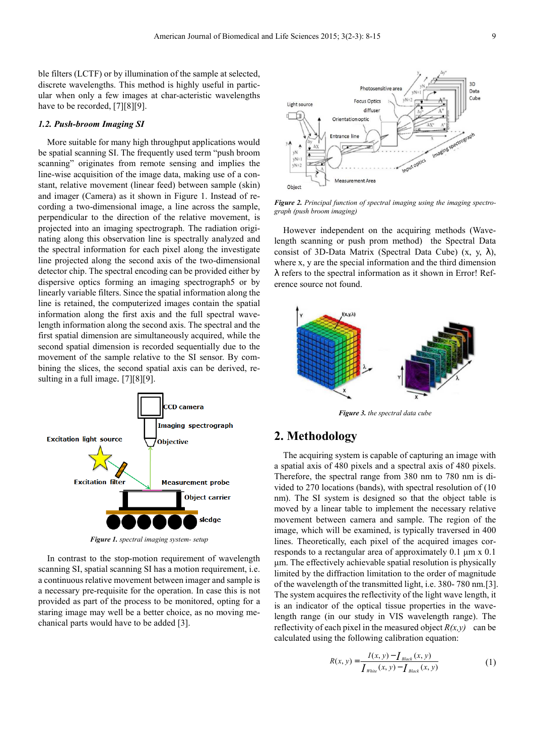ble filters (LCTF) or by illumination of the sample at selected, discrete wavelengths. This method is highly useful in particular when only a few images at char-acteristic wavelengths have to be recorded, [7][8][9].

### 1.2. Push-broom Imaging SI

More suitable for many high throughput applications would be spatial scanning SI. The frequently used term "push broom scanning" originates from remote sensing and implies the line-wise acquisition of the image data, making use of a constant, relative movement (linear feed) between sample (skin) and imager (Camera) as it shown in Figure 1. Instead of recording a two-dimensional image, a line across the sample, perpendicular to the direction of the relative movement, is projected into an imaging spectrograph. The radiation originating along this observation line is spectrally analyzed and the spectral information for each pixel along the investigate line projected along the second axis of the two-dimensional detector chip. The spectral encoding can be provided either by dispersive optics forming an imaging spectrograph5 or by linearly variable filters. Since the spatial information along the line is retained, the computerized images contain the spatial information along the first axis and the full spectral wavelength information along the second axis. The spectral and the first spatial dimension are simultaneously acquired, while the second spatial dimension is recorded sequentially due to the movement of the sample relative to the SI sensor. By combining the slices, the second spatial axis can be derived, resulting in a full image. [7][8][9].

*Figure 1. spectral imaging system- setup*

In contrast to the stop-motion requirement of wavelength scanning SI, spatial scanning SI has a motion requirement, i.e. a continuous relative movement between imager and sample is a necessary pre-requisite for the operation. In case this is not provided as part of the process to be monitored, opting for a staring image may well be a better choice, as no moving mechanical parts would have to be added [3].

*Figure 2. Principal function of spectral imaging using the imaging spectrograph (push broom imaging)*

However independent on the acquiring methods (Wavelength scanning or push prom method) the Spectral Data consist of 3D-Data Matrix (Spectral Data Cube) (x, y, λ), where x, y are the special information and the third dimension λ refers to the spectral information as it shown in Error! Reference source not found.

*Figure 3. the spectral data cube*

## 2. Methodology

The acquiring system is capable of capturing an image with a spatial axis of 480 pixels and a spectral axis of 480 pixels. Therefore, the spectral range from 380 nm to 780 nm is divided to 270 locations (bands), with spectral resolution of (10 nm). The SI system is designed so that the object table is moved by a linear table to implement the necessary relative movement between camera and sample. The region of the image, which will be examined, is typically traversed in 400 lines. Theoretically, each pixel of the acquired images corresponds to a rectangular area of approximately 0.1 µm x 0.1 µm. The effectively achievable spatial resolution is physically limited by the diffraction limitation to the order of magnitude of the wavelength of the transmitted light, i.e. 380- 780 nm.[3]. The system acquires the reflectivity of the light wave length, it is an indicator of the optical tissue properties in the wavelength range (in our study in VIS wavelength range). The reflectivity of each pixel in the measured object $R(x,y)$ can be calculated using the following calibration equation:

$$R(x,y) = \frac{I(x,y) - I_{Black}(x,y)}{I_{White}(x,y) - I_{Black}(x,y)} \tag{1}$$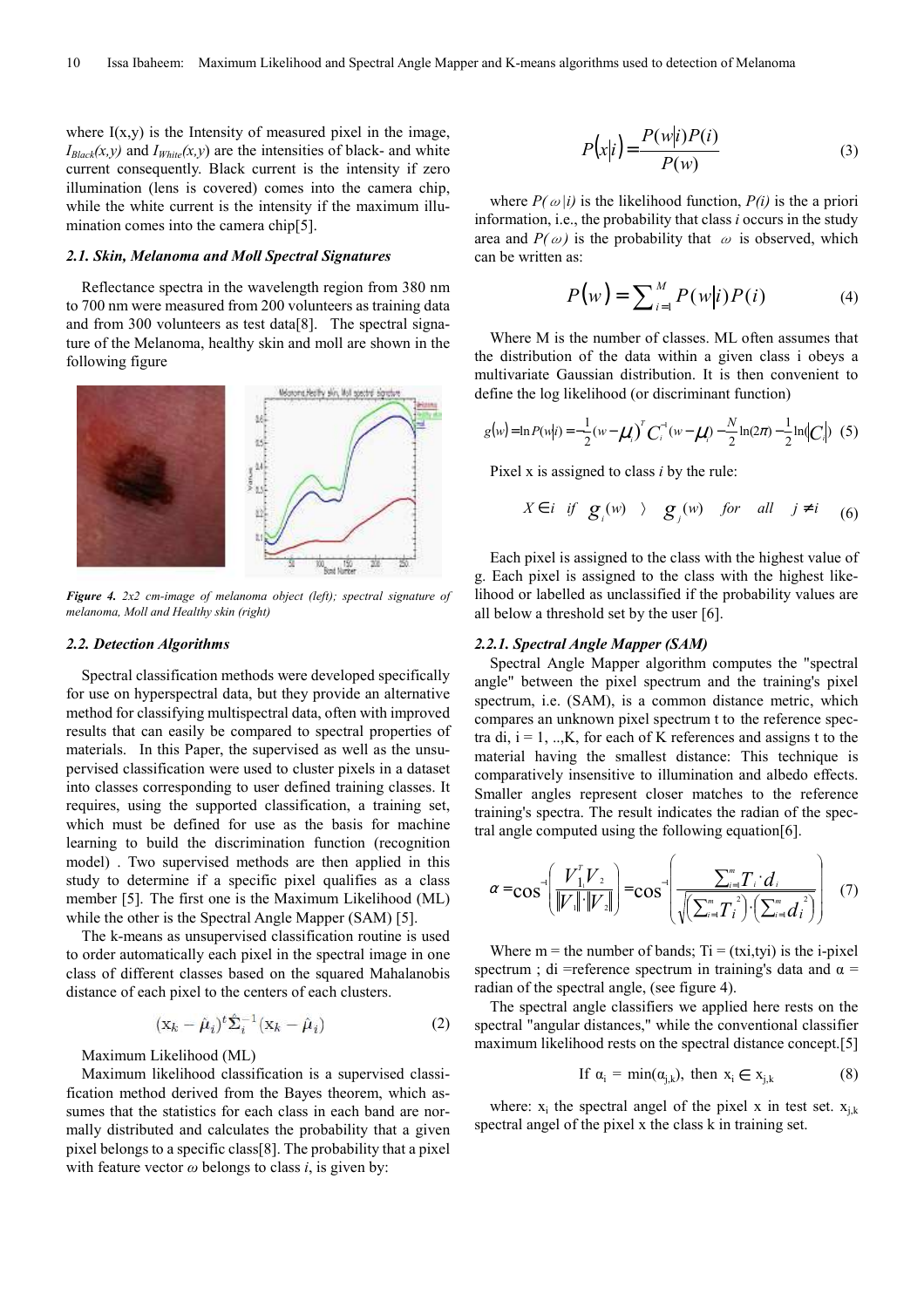where I(x,y) is the Intensity of measured pixel in the image, $I_{Black}(x,y)$ and $I_{White}(x,y)$ are the intensities of black- and white current consequently. Black current is the intensity if zero illumination (lens is covered) comes into the camera chip, while the white current is the intensity if the maximum illumination comes into the camera chip[5].

### 2.1. Skin, Melanoma and Moll Spectral Signatures

Reflectance spectra in the wavelength region from 380 nm to 700 nm were measured from 200 volunteers as training data and from 300 volunteers as test data[8]. The spectral signature of the Melanoma, healthy skin and moll are shown in the following figure

*Figure 4. 2x2 cm-image of melanoma object (left); spectral signature of melanoma, Moll and Healthy skin (right)*

### 2.2. Detection Algorithms

Spectral classification methods were developed specifically for use on hyperspectral data, but they provide an alternative method for classifying multispectral data, often with improved results that can easily be compared to spectral properties of materials. In this Paper, the supervised as well as the unsupervised classification were used to cluster pixels in a dataset into classes corresponding to user defined training classes. It requires, using the supported classification, a training set, which must be defined for use as the basis for machine learning to build the discrimination function (recognition model) . Two supervised methods are then applied in this study to determine if a specific pixel qualifies as a class member [5]. The first one is the Maximum Likelihood (ML) while the other is the Spectral Angle Mapper (SAM) [5].

The k-means as unsupervised classification routine is used to order automatically each pixel in the spectral image in one class of different classes based on the squared Mahalanobis distance of each pixel to the centers of each clusters.

$$(\mathrm{x}_k - \hat{\mu}_i)^t \hat{\Sigma}_i^{-1} (\mathrm{x}_k - \hat{\mu}_i) \tag{2}$$

Maximum Likelihood (ML)

Maximum likelihood classification is a supervised classification method derived from the Bayes theorem, which assumes that the statistics for each class in each band are normally distributed and calculates the probability that a given pixel belongs to a specific class[8]. The probability that a pixel with feature vector $\omega$ belongs to class $i$, is given by:

$$P(x|i) = \frac{P(w|i)P(i)}{P(w)} \tag{3}$$

where $P(\omega|i)$ is the likelihood function, $P(i)$ is the a priori information, i.e., the probability that class $i$ occurs in the study area and $P(\omega)$ is the probability that $\omega$ is observed, which can be written as:

$$P(w) = \sum_{i=1}^{M} P(w|i)P(i) \tag{4}$$

Where M is the number of classes. ML often assumes that the distribution of the data within a given class i obeys a multivariate Gaussian distribution. It is then convenient to define the log likelihood (or discriminant function)

$$g(w) = \ln P(w|i) = -\frac{1}{2}(w-\mu_i)^T C_i^{-1}(w-\mu_i) - \frac{N}{2}\ln(2\pi) - \frac{1}{2}\ln(|C_i|) \tag{5}$$

Pixel x is assigned to class $i$ by the rule:

$$X \in i \quad if \quad g_i(w) \rangle \; g_j(w) \quad for \quad all \quad j \neq i \tag{6}$$

Each pixel is assigned to the class with the highest value of g. Each pixel is assigned to the class with the highest likelihood or labelled as unclassified if the probability values are all below a threshold set by the user [6].

#### 2.2.1. Spectral Angle Mapper (SAM)

Spectral Angle Mapper algorithm computes the "spectral angle" between the pixel spectrum and the training's pixel spectrum, i.e. (SAM), is a common distance metric, which compares an unknown pixel spectrum t to the reference spectra di, i = 1, ..,K, for each of K references and assigns t to the material having the smallest distance: This technique is comparatively insensitive to illumination and albedo effects. Smaller angles represent closer matches to the reference training's spectra. The result indicates the radian of the spectral angle computed using the following equation[6].

$$\alpha = \cos^{-1}\left(\frac{V_1^T V_2}{\|V_1\| \cdot \|V_2\|}\right) = \cos^{-1}\left(\frac{\sum_{i=1}^{m} T_i \cdot d_i}{\sqrt{\left(\sum_{i=1}^{m} T_i^2\right) \cdot \left(\sum_{i=1}^{m} d_i^2\right)}}\right) \tag{7}$$

Where m = the number of bands; Ti = (txi,tyi) is the i-pixel spectrum ; di =reference spectrum in training's data and $\alpha$ = radian of the spectral angle, (see figure 4).

The spectral angle classifiers we applied here rests on the spectral "angular distances," while the conventional classifier maximum likelihood rests on the spectral distance concept.[5]

$$\text{If } \alpha_i = \min(\alpha_{j,k}), \text{ then } x_i \in x_{j,k} \tag{8}$$

where: $x_i$ the spectral angel of the pixel x in test set. $x_{j,k}$ spectral angel of the pixel x the class k in training set.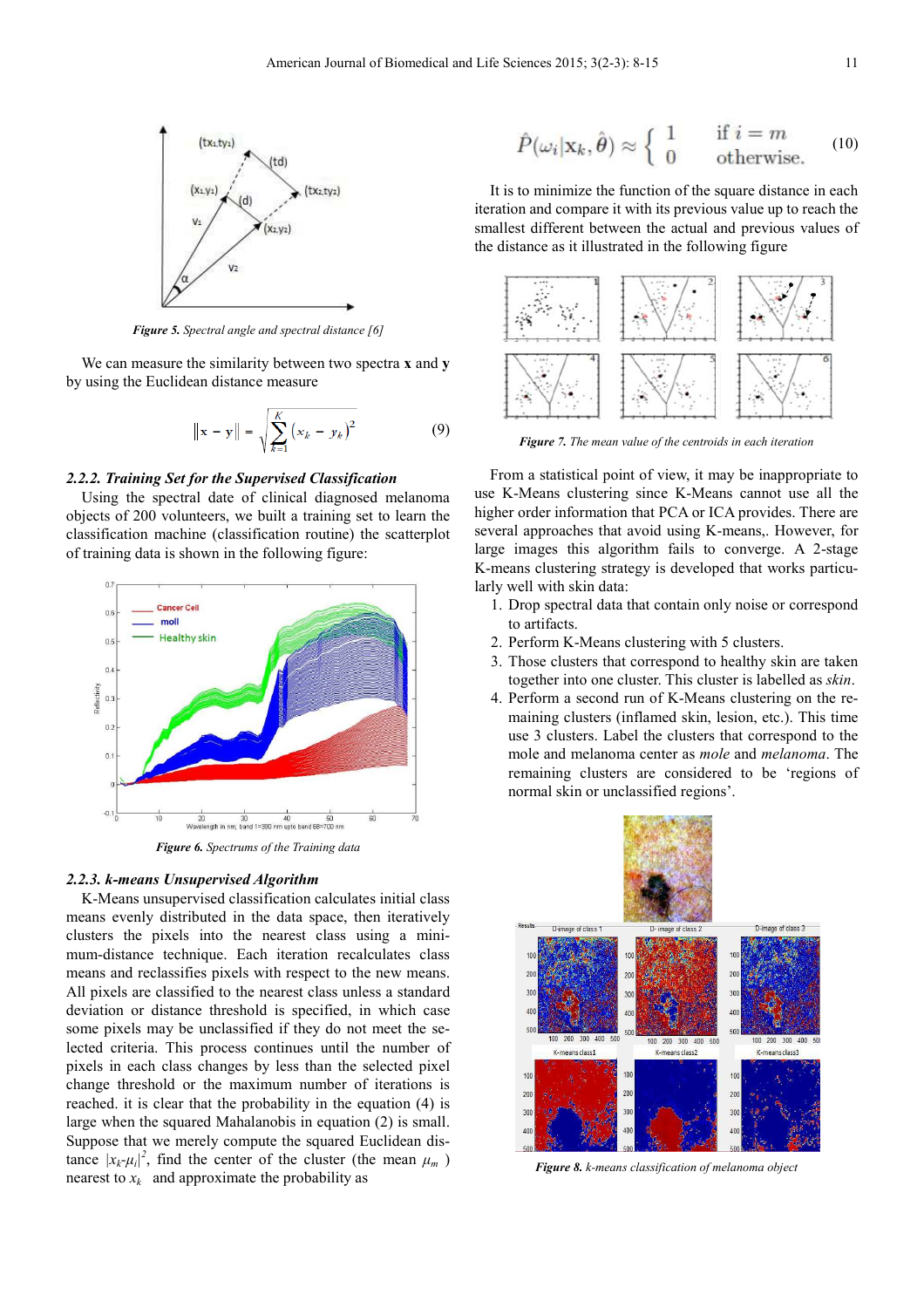*Figure 5. Spectral angle and spectral distance [6]*

We can measure the similarity between two spectra **x** and **y** by using the Euclidean distance measure

$$\|\mathbf{x} - \mathbf{y}\| = \sqrt{\sum_{k=1}^{K} (x_k - y_k)^2} \tag{9}$$

#### *2.2.2. Training Set for the Supervised Classification*

Using the spectral date of clinical diagnosed melanoma objects of 200 volunteers, we built a training set to learn the classification machine (classification routine) the scatterplot of training data is shown in the following figure:

*Figure 6. Spectrums of the Training data*

#### *2.2.3. k-means Unsupervised Algorithm*

K-Means unsupervised classification calculates initial class means evenly distributed in the data space, then iteratively clusters the pixels into the nearest class using a minimum-distance technique. Each iteration recalculates class means and reclassifies pixels with respect to the new means. All pixels are classified to the nearest class unless a standard deviation or distance threshold is specified, in which case some pixels may be unclassified if they do not meet the selected criteria. This process continues until the number of pixels in each class changes by less than the selected pixel change threshold or the maximum number of iterations is reached. it is clear that the probability in the equation (4) is large when the squared Mahalanobis in equation (2) is small. Suppose that we merely compute the squared Euclidean distance $|x_k - \mu_i|^2$, find the center of the cluster (the mean $\mu_m$ ) nearest to $x_k$ and approximate the probability as

$$\hat{P}(\omega_i | \mathbf{x}_k, \hat{\theta}) \approx \begin{cases} 1 & \text{if } i = m \\ 0 & \text{otherwise.} \end{cases} \tag{10}$$

It is to minimize the function of the square distance in each iteration and compare it with its previous value up to reach the smallest different between the actual and previous values of the distance as it illustrated in the following figure

*Figure 7. The mean value of the centroids in each iteration*

From a statistical point of view, it may be inappropriate to use K-Means clustering since K-Means cannot use all the higher order information that PCA or ICA provides. There are several approaches that avoid using K-means,. However, for large images this algorithm fails to converge. A 2-stage K-means clustering strategy is developed that works particularly well with skin data:

1. Drop spectral data that contain only noise or correspond to artifacts.
2. Perform K-Means clustering with 5 clusters.
3. Those clusters that correspond to healthy skin are taken together into one cluster. This cluster is labelled as *skin*.
4. Perform a second run of K-Means clustering on the remaining clusters (inflamed skin, lesion, etc.). This time use 3 clusters. Label the clusters that correspond to the mole and melanoma center as *mole* and *melanoma*. The remaining clusters are considered to be 'regions of normal skin or unclassified regions'.

*Figure 8. k-means classification of melanoma object*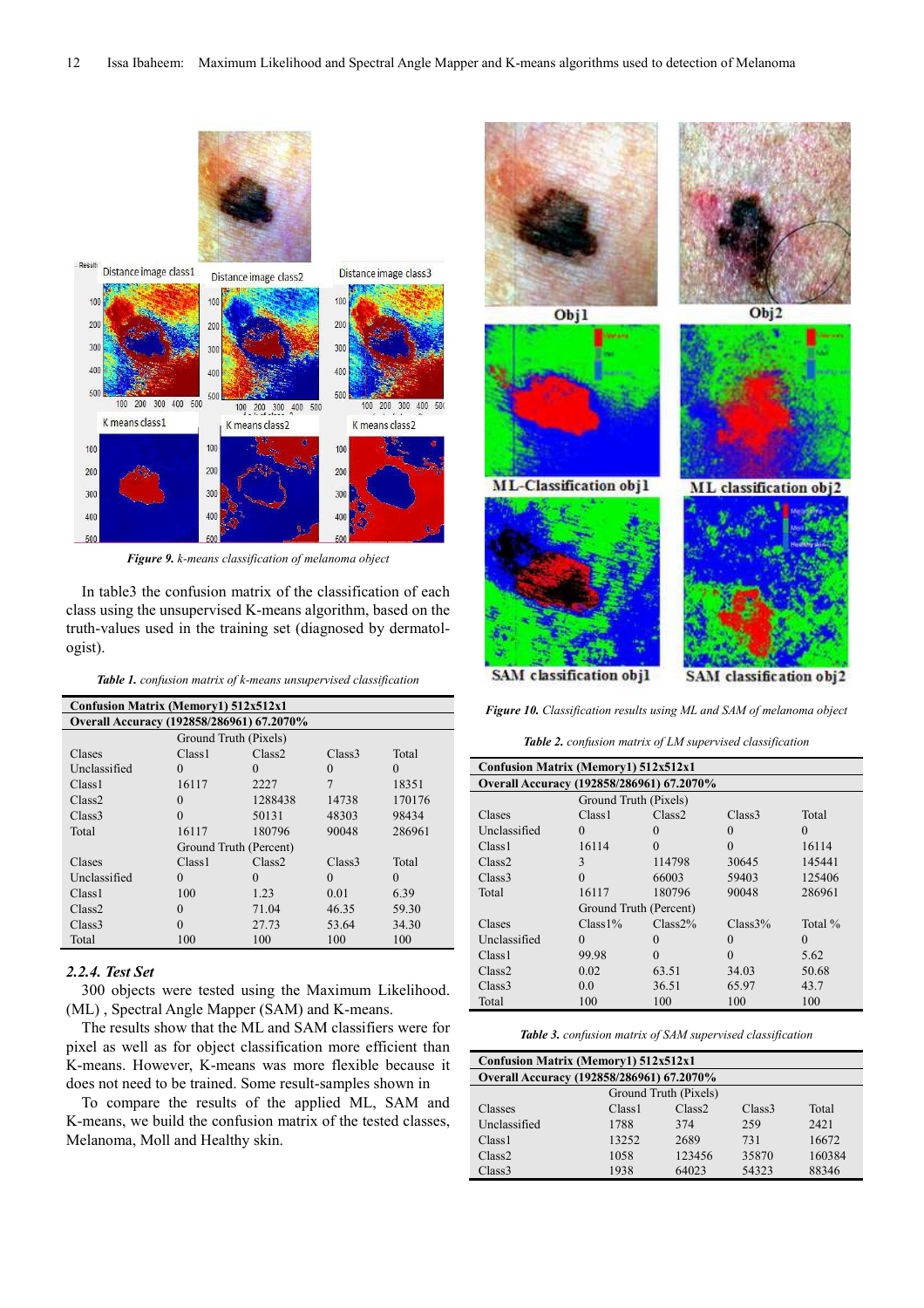*Figure 9. k-means classification of melanoma object*

In table3 the confusion matrix of the classification of each class using the unsupervised K-means algorithm, based on the truth-values used in the training set (diagnosed by dermatologist).

***Table 1.** confusion matrix of k-means unsupervised classification*

| Confusion Matrix (Memory1) 512x512x1 | | | | |
|---|---|---|---|---|
| Overall Accuracy (192858/286961) 67.2070% | | | | |
| | Ground Truth (Pixels) | | | |
| Clases | Class1 | Class2 | Class3 | Total |
| Unclassified | 0 | 0 | 0 | 0 |
| Class1 | 16117 | 2227 | 7 | 18351 |
| Class2 | 0 | 1288438 | 14738 | 170176 |
| Class3 | 0 | 50131 | 48303 | 98434 |
| Total | 16117 | 180796 | 90048 | 286961 |
| | Ground Truth (Percent) | | | |
| Clases | Class1 | Class2 | Class3 | Total |
| Unclassified | 0 | 0 | 0 | 0 |
| Class1 | 100 | 1.23 | 0.01 | 6.39 |
| Class2 | 0 | 71.04 | 46.35 | 59.30 |
| Class3 | 0 | 27.73 | 53.64 | 34.30 |
| Total | 100 | 100 | 100 | 100 |

### *2.2.4. Test Set*

300 objects were tested using the Maximum Likelihood. (ML) , Spectral Angle Mapper (SAM) and K-means.

The results show that the ML and SAM classifiers were for pixel as well as for object classification more efficient than K-means. However, K-means was more flexible because it does not need to be trained. Some result-samples shown in

To compare the results of the applied ML, SAM and K-means, we build the confusion matrix of the tested classes, Melanoma, Moll and Healthy skin.

*Figure 10. Classification results using ML and SAM of melanoma object*

***Table 2.** confusion matrix of LM supervised classification*

| Confusion Matrix (Memory1) 512x512x1 | | | | |
|---|---|---|---|---|
| Overall Accuracy (192858/286961) 67.2070% | | | | |
| | Ground Truth (Pixels) | | | |
| Clases | Class1 | Class2 | Class3 | Total |
| Unclassified | 0 | 0 | 0 | 0 |
| Class1 | 16114 | 0 | 0 | 16114 |
| Class2 | 3 | 114798 | 30645 | 145441 |
| Class3 | 0 | 66003 | 59403 | 125406 |
| Total | 16117 | 180796 | 90048 | 286961 |
| | Ground Truth (Percent) | | | |
| Clases | Class1% | Class2% | Class3% | Total % |
| Unclassified | 0 | 0 | 0 | 0 |
| Class1 | 99.98 | 0 | 0 | 5.62 |
| Class2 | 0.02 | 63.51 | 34.03 | 50.68 |
| Class3 | 0.0 | 36.51 | 65.97 | 43.7 |
| Total | 100 | 100 | 100 | 100 |

***Table 3.** confusion matrix of SAM supervised classification*

| Confusion Matrix (Memory1) 512x512x1 | | | | |
|---|---|---|---|---|
| Overall Accuracy (192858/286961) 67.2070% | | | | |
| | Ground Truth (Pixels) | | | |
| Classes | Class1 | Class2 | Class3 | Total |
| Unclassified | 1788 | 374 | 259 | 2421 |
| Class1 | 13252 | 2689 | 731 | 16672 |
| Class2 | 1058 | 123456 | 35870 | 160384 |
| Class3 | 1938 | 64023 | 54323 | 88346 |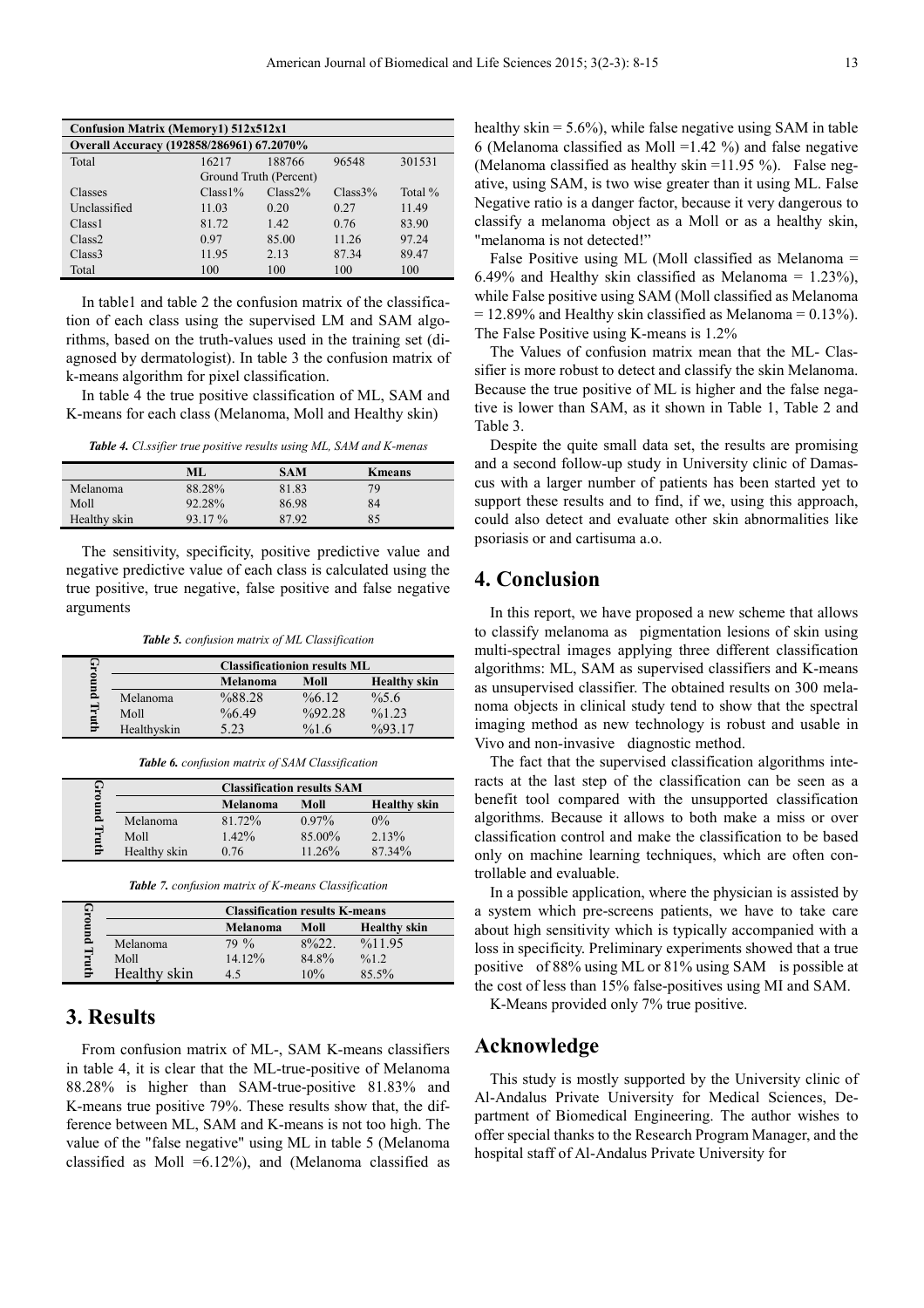| Confusion Matrix (Memory1) 512x512x1 | | | | |
|---|---|---|---|---|
| Overall Accuracy (192858/286961) 67.2070% | | | | |
| Total | 16217 | 188766 | 96548 | 301531 |
| | Ground Truth (Percent) | | | |
| Classes | Class1% | Class2% | Class3% | Total % |
| Unclassified | 11.03 | 0.20 | 0.27 | 11.49 |
| Class1 | 81.72 | 1.42 | 0.76 | 83.90 |
| Class2 | 0.97 | 85.00 | 11.26 | 97.24 |
| Class3 | 11.95 | 2.13 | 87.34 | 89.47 |
| Total | 100 | 100 | 100 | 100 |

In table1 and table 2 the confusion matrix of the classification of each class using the supervised LM and SAM algorithms, based on the truth-values used in the training set (diagnosed by dermatologist). In table 3 the confusion matrix of k-means algorithm for pixel classification.

In table 4 the true positive classification of ML, SAM and K-means for each class (Melanoma, Moll and Healthy skin)

***Table 4.** Cl.ssifier true positive results using ML, SAM and K-menas*

| | ML | SAM | Kmeans |
|---|---|---|---|
| Melanoma | 88.28% | 81.83 | 79 |
| Moll | 92.28% | 86.98 | 84 |
| Healthy skin | 93.17 % | 87.92 | 85 |

The sensitivity, specificity, positive predictive value and negative predictive value of each class is calculated using the true positive, true negative, false positive and false negative arguments

***Table 5.** confusion matrix of ML Classification*

| Ground Truth | Classificationion results ML | | |
|---|---|---|---|
| | Melanoma | Moll | Healthy skin |
| Melanoma | %88.28 | %6.12 | %5.6 |
| Moll | %6.49 | %92.28 | %1.23 |
| Healthyskin | 5.23 | %1.6 | %93.17 |

***Table 6.** confusion matrix of SAM Classification*

| Ground Truth | Classification results SAM | | |
|---|---|---|---|
| | Melanoma | Moll | Healthy skin |
| Melanoma | 81.72% | 0.97% | 0% |
| Moll | 1.42% | 85.00% | 2.13% |
| Healthy skin | 0.76 | 11.26% | 87.34% |

***Table 7.** confusion matrix of K-means Classification*

| Ground Truth | Classification results K-means | | |
|---|---|---|---|
| | Melanoma | Moll | Healthy skin |
| Melanoma | 79 % | 8%22. | %11.95 |
| Moll | 14.12% | 84.8% | %1.2 |
| Healthy skin | 4.5 | 10% | 85.5% |

# 3. Results

From confusion matrix of ML-, SAM K-means classifiers in table 4, it is clear that the ML-true-positive of Melanoma 88.28% is higher than SAM-true-positive 81.83% and K-means true positive 79%. These results show that, the difference between ML, SAM and K-means is not too high. The value of the "false negative" using ML in table 5 (Melanoma classified as Moll =6.12%), and (Melanoma classified as healthy skin = 5.6%), while false negative using SAM in table 6 (Melanoma classified as Moll =1.42 %) and false negative (Melanoma classified as healthy skin =11.95 %). False negative, using SAM, is two wise greater than it using ML. False Negative ratio is a danger factor, because it very dangerous to classify a melanoma object as a Moll or as a healthy skin, "melanoma is not detected!"

False Positive using ML (Moll classified as Melanoma = 6.49% and Healthy skin classified as Melanoma = 1.23%), while False positive using SAM (Moll classified as Melanoma = 12.89% and Healthy skin classified as Melanoma = 0.13%). The False Positive using K-means is 1.2%

The Values of confusion matrix mean that the ML- Classifier is more robust to detect and classify the skin Melanoma. Because the true positive of ML is higher and the false negative is lower than SAM, as it shown in Table 1, Table 2 and Table 3.

Despite the quite small data set, the results are promising and a second follow-up study in University clinic of Damascus with a larger number of patients has been started yet to support these results and to find, if we, using this approach, could also detect and evaluate other skin abnormalities like psoriasis or and cartisuma a.o.

# 4. Conclusion

In this report, we have proposed a new scheme that allows to classify melanoma as pigmentation lesions of skin using multi-spectral images applying three different classification algorithms: ML, SAM as supervised classifiers and K-means as unsupervised classifier. The obtained results on 300 melanoma objects in clinical study tend to show that the spectral imaging method as new technology is robust and usable in Vivo and non-invasive diagnostic method.

The fact that the supervised classification algorithms interacts at the last step of the classification can be seen as a benefit tool compared with the unsupported classification algorithms. Because it allows to both make a miss or over classification control and make the classification to be based only on machine learning techniques, which are often controllable and evaluable.

In a possible application, where the physician is assisted by a system which pre-screens patients, we have to take care about high sensitivity which is typically accompanied with a loss in specificity. Preliminary experiments showed that a true positive of 88% using ML or 81% using SAM is possible at the cost of less than 15% false-positives using MI and SAM.

K-Means provided only 7% true positive.

# Acknowledge

This study is mostly supported by the University clinic of Al-Andalus Private University for Medical Sciences, Department of Biomedical Engineering. The author wishes to offer special thanks to the Research Program Manager, and the hospital staff of Al-Andalus Private University for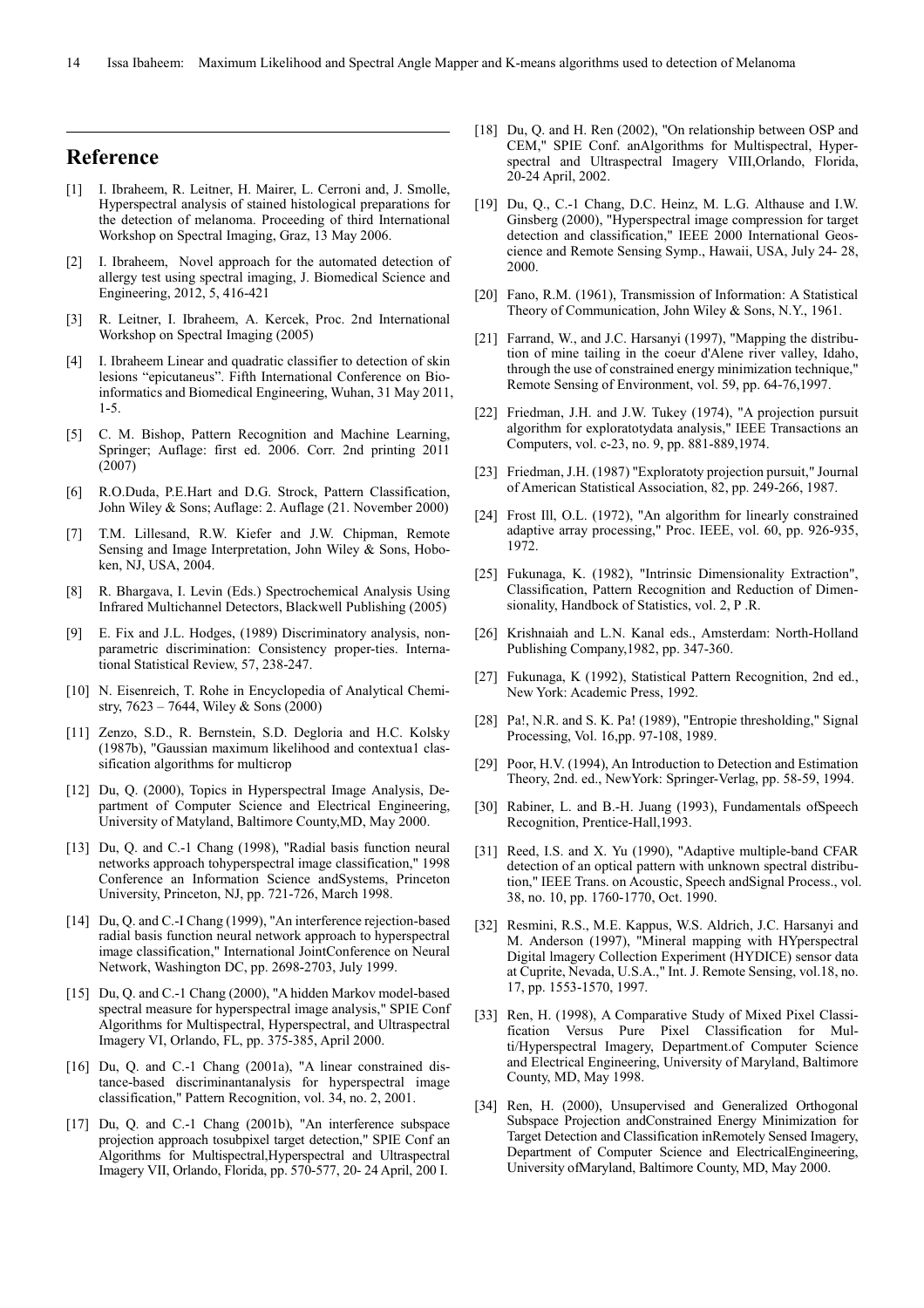## Reference

[1] I. Ibraheem, R. Leitner, H. Mairer, L. Cerroni and, J. Smolle, Hyperspectral analysis of stained histological preparations for the detection of melanoma. Proceeding of third International Workshop on Spectral Imaging, Graz, 13 May 2006.

[2] I. Ibraheem, Novel approach for the automated detection of allergy test using spectral imaging, J. Biomedical Science and Engineering, 2012, 5, 416-421

[3] R. Leitner, I. Ibraheem, A. Kercek, Proc. 2nd International Workshop on Spectral Imaging (2005)

[4] I. Ibraheem Linear and quadratic classifier to detection of skin lesions "epicutaneus". Fifth International Conference on Bioinformatics and Biomedical Engineering, Wuhan, 31 May 2011, 1-5.

[5] C. M. Bishop, Pattern Recognition and Machine Learning, Springer; Auflage: first ed. 2006. Corr. 2nd printing 2011 (2007)

[6] R.O.Duda, P.E.Hart and D.G. Strock, Pattern Classification, John Wiley & Sons; Auflage: 2. Auflage (21. November 2000)

[7] T.M. Lillesand, R.W. Kiefer and J.W. Chipman, Remote Sensing and Image Interpretation, John Wiley & Sons, Hoboken, NJ, USA, 2004.

[8] R. Bhargava, I. Levin (Eds.) Spectrochemical Analysis Using Infrared Multichannel Detectors, Blackwell Publishing (2005)

[9] E. Fix and J.L. Hodges, (1989) Discriminatory analysis, nonparametric discrimination: Consistency proper-ties. International Statistical Review, 57, 238-247.

[10] N. Eisenreich, T. Rohe in Encyclopedia of Analytical Chemistry, 7623 – 7644, Wiley & Sons (2000)

[11] Zenzo, S.D., R. Bernstein, S.D. Degloria and H.C. Kolsky (1987b), "Gaussian maximum likelihood and contextua1 classification algorithms for multicrop

[12] Du, Q. (2000), Topics in Hyperspectral Image Analysis, Department of Computer Science and Electrical Engineering, University of Matyland, Baltimore County,MD, May 2000.

[13] Du, Q. and C.-1 Chang (1998), "Radial basis function neural networks approach tohyperspectral image classification," 1998 Conference an Information Science andSystems, Princeton University, Princeton, NJ, pp. 721-726, March 1998.

[14] Du, Q. and C.-I Chang (1999), "An interference rejection-based radial basis function neural network approach to hyperspectral image classification," International JointConference on Neural Network, Washington DC, pp. 2698-2703, July 1999.

[15] Du, Q. and C.-1 Chang (2000), "A hidden Markov model-based spectral measure for hyperspectral image analysis," SPIE Conf Algorithms for Multispectral, Hyperspectral, and Ultraspectral Imagery VI, Orlando, FL, pp. 375-385, April 2000.

[16] Du, Q. and C.-1 Chang (2001a), "A linear constrained distance-based discriminantanalysis for hyperspectral image classification," Pattern Recognition, vol. 34, no. 2, 2001.

[17] Du, Q. and C.-1 Chang (2001b), "An interference subspace projection approach tosubpixel target detection," SPIE Conf an Algorithms for Multispectral,Hyperspectral and Ultraspectral Imagery VII, Orlando, Florida, pp. 570-577, 20- 24 April, 200 I.

[18] Du, Q. and H. Ren (2002), "On relationship between OSP and CEM," SPIE Conf. anAlgorithms for Multispectral, Hyperspectral and Ultraspectral Imagery VIII,Orlando, Florida, 20-24 April, 2002.

[19] Du, Q., C.-1 Chang, D.C. Heinz, M. L.G. Althause and I.W. Ginsberg (2000), "Hyperspectral image compression for target detection and classification," IEEE 2000 International Geoscience and Remote Sensing Symp., Hawaii, USA, July 24- 28, 2000.

[20] Fano, R.M. (1961), Transmission of Information: A Statistical Theory of Communication, John Wiley & Sons, N.Y., 1961.

[21] Farrand, W., and J.C. Harsanyi (1997), "Mapping the distribution of mine tailing in the coeur d'Alene river valley, Idaho, through the use of constrained energy minimization technique," Remote Sensing of Environment, vol. 59, pp. 64-76,1997.

[22] Friedman, J.H. and J.W. Tukey (1974), "A projection pursuit algorithm for exploratotydata analysis," IEEE Transactions an Computers, vol. c-23, no. 9, pp. 881-889,1974.

[23] Friedman, J.H. (1987) "Exploratoty projection pursuit," Journal of American Statistical Association, 82, pp. 249-266, 1987.

[24] Frost Ill, O.L. (1972), "An algorithm for linearly constrained adaptive array processing," Proc. IEEE, vol. 60, pp. 926-935, 1972.

[25] Fukunaga, K. (1982), "Intrinsic Dimensionality Extraction", Classification, Pattern Recognition and Reduction of Dimensionality, Handbock of Statistics, vol. 2, P .R.

[26] Krishnaiah and L.N. Kanal eds., Amsterdam: North-Holland Publishing Company,1982, pp. 347-360.

[27] Fukunaga, K (1992), Statistical Pattern Recognition, 2nd ed., New York: Academic Press, 1992.

[28] Pa!, N.R. and S. K. Pa! (1989), "Entropie thresholding," Signal Processing, Vol. 16,pp. 97-108, 1989.

[29] Poor, H.V. (1994), An Introduction to Detection and Estimation Theory, 2nd. ed., NewYork: Springer-Verlag, pp. 58-59, 1994.

[30] Rabiner, L. and B.-H. Juang (1993), Fundamentals ofSpeech Recognition, Prentice-Hall,1993.

[31] Reed, I.S. and X. Yu (1990), "Adaptive multiple-band CFAR detection of an optical pattern with unknown spectral distribution," IEEE Trans. on Acoustic, Speech andSignal Process., vol. 38, no. 10, pp. 1760-1770, Oct. 1990.

[32] Resmini, R.S., M.E. Kappus, W.S. Aldrich, J.C. Harsanyi and M. Anderson (1997), "Mineral mapping with HYperspectral Digital lmagery Collection Experiment (HYDICE) sensor data at Cuprite, Nevada, U.S.A.," Int. J. Remote Sensing, vol.18, no. 17, pp. 1553-1570, 1997.

[33] Ren, H. (1998), A Comparative Study of Mixed Pixel Classification Versus Pure Pixel Classification for Multi/Hyperspectral Imagery, Department.of Computer Science and Electrical Engineering, University of Maryland, Baltimore County, MD, May 1998.

[34] Ren, H. (2000), Unsupervised and Generalized Orthogonal Subspace Projection andConstrained Energy Minimization for Target Detection and Classification inRemotely Sensed Imagery, Department of Computer Science and ElectricalEngineering, University ofMaryland, Baltimore County, MD, May 2000.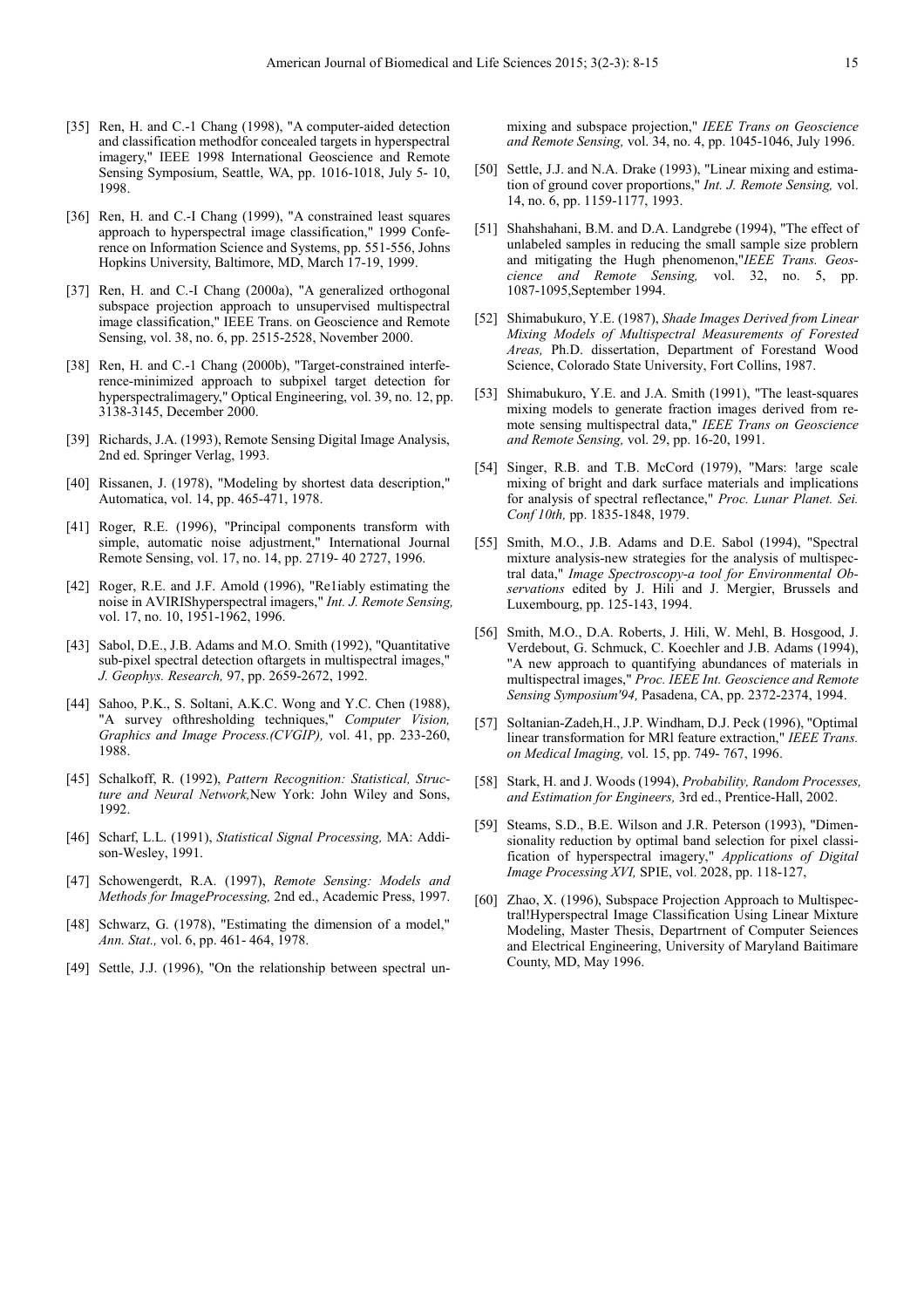- [35] Ren, H. and C.-1 Chang (1998), "A computer-aided detection and classification methodfor concealed targets in hyperspectral imagery," IEEE 1998 International Geoscience and Remote Sensing Symposium, Seattle, WA, pp. 1016-1018, July 5- 10, 1998.
- [36] Ren, H. and C.-I Chang (1999), "A constrained least squares approach to hyperspectral image classification," 1999 Conference on Information Science and Systems, pp. 551-556, Johns Hopkins University, Baltimore, MD, March 17-19, 1999.
- [37] Ren, H. and C.-I Chang (2000a), "A generalized orthogonal subspace projection approach to unsupervised multispectral image classification," IEEE Trans. on Geoscience and Remote Sensing, vol. 38, no. 6, pp. 2515-2528, November 2000.
- [38] Ren, H. and C.-1 Chang (2000b), "Target-constrained interference-minimized approach to subpixel target detection for hyperspectralimagery," Optical Engineering, vol. 39, no. 12, pp. 3138-3145, December 2000.
- [39] Richards, J.A. (1993), Remote Sensing Digital Image Analysis, 2nd ed. Springer Verlag, 1993.
- [40] Rissanen, J. (1978), "Modeling by shortest data description," Automatica, vol. 14, pp. 465-471, 1978.
- [41] Roger, R.E. (1996), "Principal components transform with simple, automatic noise adjustment," International Journal Remote Sensing, vol. 17, no. 14, pp. 2719- 40 2727, 1996.
- [42] Roger, R.E. and J.F. Amold (1996), "Re1iably estimating the noise in AVIRIShyperspectral imagers," *Int. J. Remote Sensing,* vol. 17, no. 10, 1951-1962, 1996.
- [43] Sabol, D.E., J.B. Adams and M.O. Smith (1992), "Quantitative sub-pixel spectral detection oftargets in multispectral images," *J. Geophys. Research,* 97, pp. 2659-2672, 1992.
- [44] Sahoo, P.K., S. Soltani, A.K.C. Wong and Y.C. Chen (1988), "A survey ofthresholding techniques," *Computer Vision, Graphics and Image Process.(CVGIP),* vol. 41, pp. 233-260, 1988.
- [45] Schalkoff, R. (1992), *Pattern Recognition: Statistical, Structure and Neural Network,*New York: John Wiley and Sons, 1992.
- [46] Scharf, L.L. (1991), *Statistical Signal Processing,* MA: Addison-Wesley, 1991.
- [47] Schowengerdt, R.A. (1997), *Remote Sensing: Models and Methods for ImageProcessing,* 2nd ed., Academic Press, 1997.
- [48] Schwarz, G. (1978), "Estimating the dimension of a model," *Ann. Stat.,* vol. 6, pp. 461- 464, 1978.
- [49] Settle, J.J. (1996), "On the relationship between spectral unmixing and subspace projection," *IEEE Trans on Geoscience and Remote Sensing,* vol. 34, no. 4, pp. 1045-1046, July 1996.
- [50] Settle, J.J. and N.A. Drake (1993), "Linear mixing and estimation of ground cover proportions," *Int. J. Remote Sensing,* vol. 14, no. 6, pp. 1159-1177, 1993.
- [51] Shahshahani, B.M. and D.A. Landgrebe (1994), "The effect of unlabeled samples in reducing the small sample size problern and mitigating the Hugh phenomenon,"*IEEE Trans. Geoscience and Remote Sensing,* vol. 32, no. 5, pp. 1087-1095,September 1994.
- [52] Shimabukuro, Y.E. (1987), *Shade Images Derived from Linear Mixing Models of Multispectral Measurements of Forested Areas,* Ph.D. dissertation, Department of Forestand Wood Science, Colorado State University, Fort Collins, 1987.
- [53] Shimabukuro, Y.E. and J.A. Smith (1991), "The least-squares mixing models to generate fraction images derived from remote sensing multispectral data," *IEEE Trans on Geoscience and Remote Sensing,* vol. 29, pp. 16-20, 1991.
- [54] Singer, R.B. and T.B. McCord (1979), "Mars: !arge scale mixing of bright and dark surface materials and implications for analysis of spectral reflectance," *Proc. Lunar Planet. Sei. Conf 10th,* pp. 1835-1848, 1979.
- [55] Smith, M.O., J.B. Adams and D.E. Sabol (1994), "Spectral mixture analysis-new strategies for the analysis of multispectral data," *Image Spectroscopy-a tool for Environmental Observations* edited by J. Hili and J. Mergier, Brussels and Luxembourg, pp. 125-143, 1994.
- [56] Smith, M.O., D.A. Roberts, J. Hili, W. Mehl, B. Hosgood, J. Verdebout, G. Schmuck, C. Koechler and J.B. Adams (1994), "A new approach to quantifying abundances of materials in multispectral images," *Proc. IEEE Int. Geoscience and Remote Sensing Symposium'94,* Pasadena, CA, pp. 2372-2374, 1994.
- [57] Soltanian-Zadeh,H., J.P. Windham, D.J. Peck (1996), "Optimal linear transformation for MRl feature extraction," *IEEE Trans. on Medical Imaging,* vol. 15, pp. 749- 767, 1996.
- [58] Stark, H. and J. Woods (1994), *Probability, Random Processes, and Estimation for Engineers,* 3rd ed., Prentice-Hall, 2002.
- [59] Steams, S.D., B.E. Wilson and J.R. Peterson (1993), "Dimensionality reduction by optimal band selection for pixel classification of hyperspectral imagery," *Applications of Digital Image Processing XVI,* SPIE, vol. 2028, pp. 118-127,
- [60] Zhao, X. (1996), Subspace Projection Approach to Multispectral!Hyperspectral Image Classification Using Linear Mixture Modeling, Master Thesis, Departrnent of Computer Seiences and Electrical Engineering, University of Maryland Baitimare County, MD, May 1996.